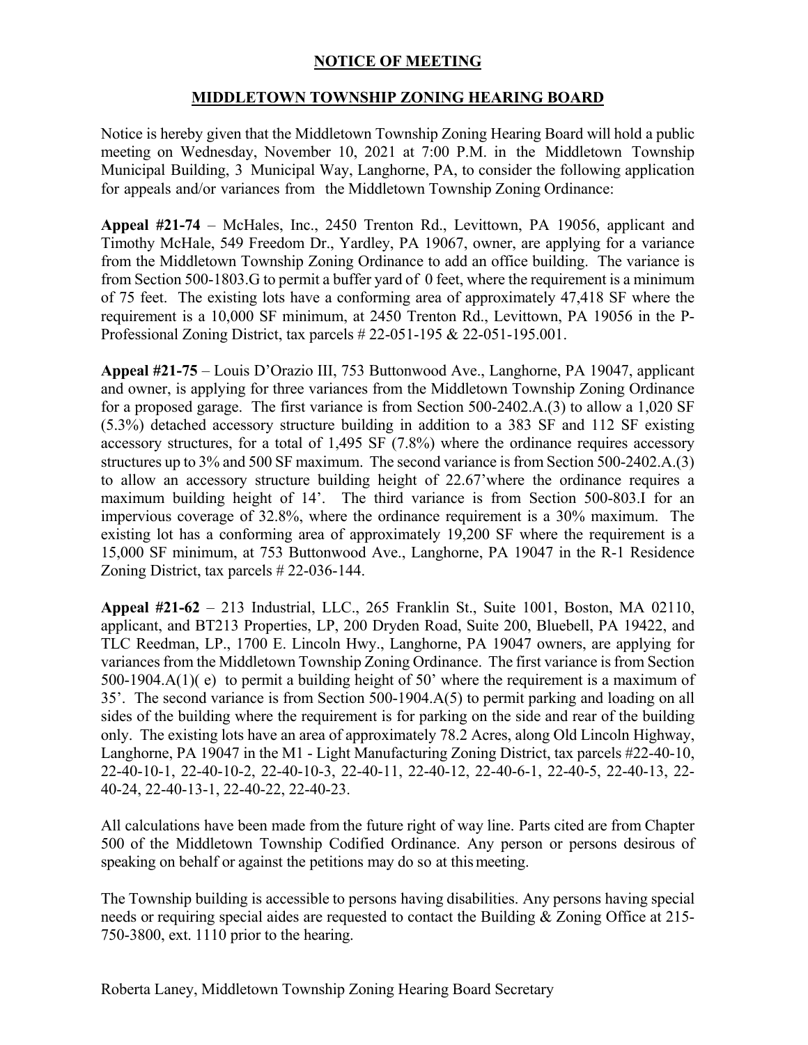# NOTICE OF MEETING

## MIDDLETOWN TOWNSHIP ZONING HEARING BOARD

Notice is hereby given that the Middletown Township Zoning Hearing Board will hold a public meeting on Wednesday, November 10, 2021 at 7:00 P.M. in the Middletown Township Municipal Building, 3 Municipal Way, Langhorne, PA, to consider the following application for appeals and/or variances from the Middletown Township Zoning Ordinance:

**Appeal #21-74** – McHales, Inc., 2450 Trenton Rd., Levittown, PA 19056, applicant and Timothy McHale, 549 Freedom Dr., Yardley, PA 19067, owner, are applying for a variance from the Middletown Township Zoning Ordinance to add an office building. The variance is from Section 500-1803.G to permit a buffer yard of 0 feet, where the requirement is a minimum of 75 feet. The existing lots have a conforming area of approximately 47,418 SF where the requirement is a 10,000 SF minimum, at 2450 Trenton Rd., Levittown, PA 19056 in the P-Professional Zoning District, tax parcels # 22-051-195 & 22-051-195.001.

**Appeal #21-75** – Louis D'Orazio III, 753 Buttonwood Ave., Langhorne, PA 19047, applicant and owner, is applying for three variances from the Middletown Township Zoning Ordinance for a proposed garage. The first variance is from Section 500-2402.A.(3) to allow a 1,020 SF (5.3%) detached accessory structure building in addition to a 383 SF and 112 SF existing accessory structures, for a total of 1,495 SF (7.8%) where the ordinance requires accessory structures up to 3% and 500 SF maximum. The second variance is from Section 500-2402.A.(3) to allow an accessory structure building height of 22.67'where the ordinance requires a maximum building height of 14'. The third variance is from Section 500-803.I for an impervious coverage of 32.8%, where the ordinance requirement is a 30% maximum. The existing lot has a conforming area of approximately 19,200 SF where the requirement is a 15,000 SF minimum, at 753 Buttonwood Ave., Langhorne, PA 19047 in the R-1 Residence Zoning District, tax parcels # 22-036-144.

**Appeal #21-62** – 213 Industrial, LLC., 265 Franklin St., Suite 1001, Boston, MA 02110, applicant, and BT213 Properties, LP, 200 Dryden Road, Suite 200, Bluebell, PA 19422, and TLC Reedman, LP., 1700 E. Lincoln Hwy., Langhorne, PA 19047 owners, are applying for variances from the Middletown Township Zoning Ordinance. The first variance is from Section 500-1904.A(1)( e) to permit a building height of 50' where the requirement is a maximum of 35'. The second variance is from Section 500-1904.A(5) to permit parking and loading on all sides of the building where the requirement is for parking on the side and rear of the building only. The existing lots have an area of approximately 78.2 Acres, along Old Lincoln Highway, Langhorne, PA 19047 in the M1 - Light Manufacturing Zoning District, tax parcels #22-40-10, 22-40-10-1, 22-40-10-2, 22-40-10-3, 22-40-11, 22-40-12, 22-40-6-1, 22-40-5, 22-40-13, 22-40-24, 22-40-13-1, 22-40-22, 22-40-23.

All calculations have been made from the future right of way line. Parts cited are from Chapter 500 of the Middletown Township Codified Ordinance. Any person or persons desirous of speaking on behalf or against the petitions may do so at this meeting.

The Township building is accessible to persons having disabilities. Any persons having special needs or requiring special aides are requested to contact the Building & Zoning Office at 215-750-3800, ext. 1110 prior to the hearing.

Roberta Laney, Middletown Township Zoning Hearing Board Secretary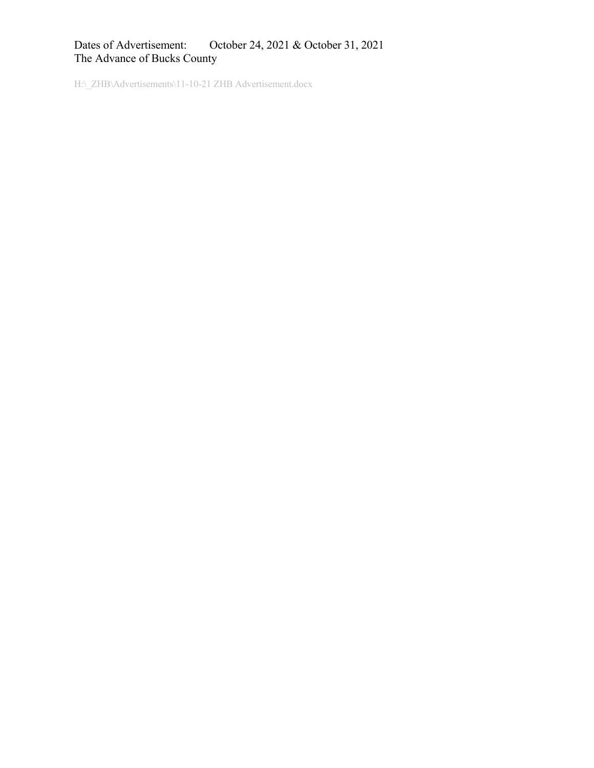Dates of Advertisement: October 24, 2021 & October 31, 2021
The Advance of Bucks County

H:\_ZHB\Advertisements\11-10-21 ZHB Advertisement.docx